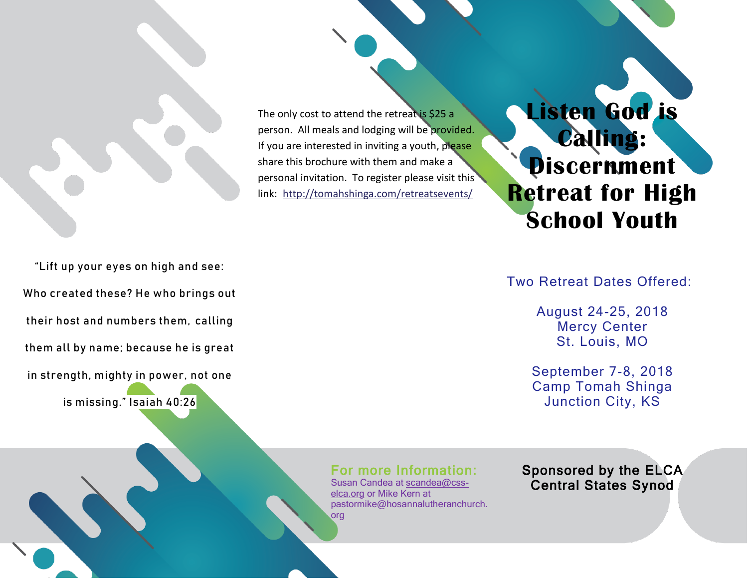“Lift up your eyes on high and see:

Who created these? He who brings out

their host and numbers them, calling

them all by name; because he is great

in strength, mighty in power, not one

is missing.” Isaiah 40:26

The only cost to attend the retreat is $25 a person. All meals and lodging will be provided. If you are interested in inviting a youth, please share this brochure with them and make a personal invitation. To register please visit this link: http://tomahshinga.com/retreatsevents/

**For more Information:**
Susan Candea at scandea@css-elca.org or Mike Kern at pastormike@hosannalutheranchurch.org

# Listen God is Calling: Discernment Retreat for High School Youth

Two Retreat Dates Offered:

August 24-25, 2018
Mercy Center
St. Louis, MO

September 7-8, 2018
Camp Tomah Shinga
Junction City, KS

**Sponsored by the ELCA Central States Synod**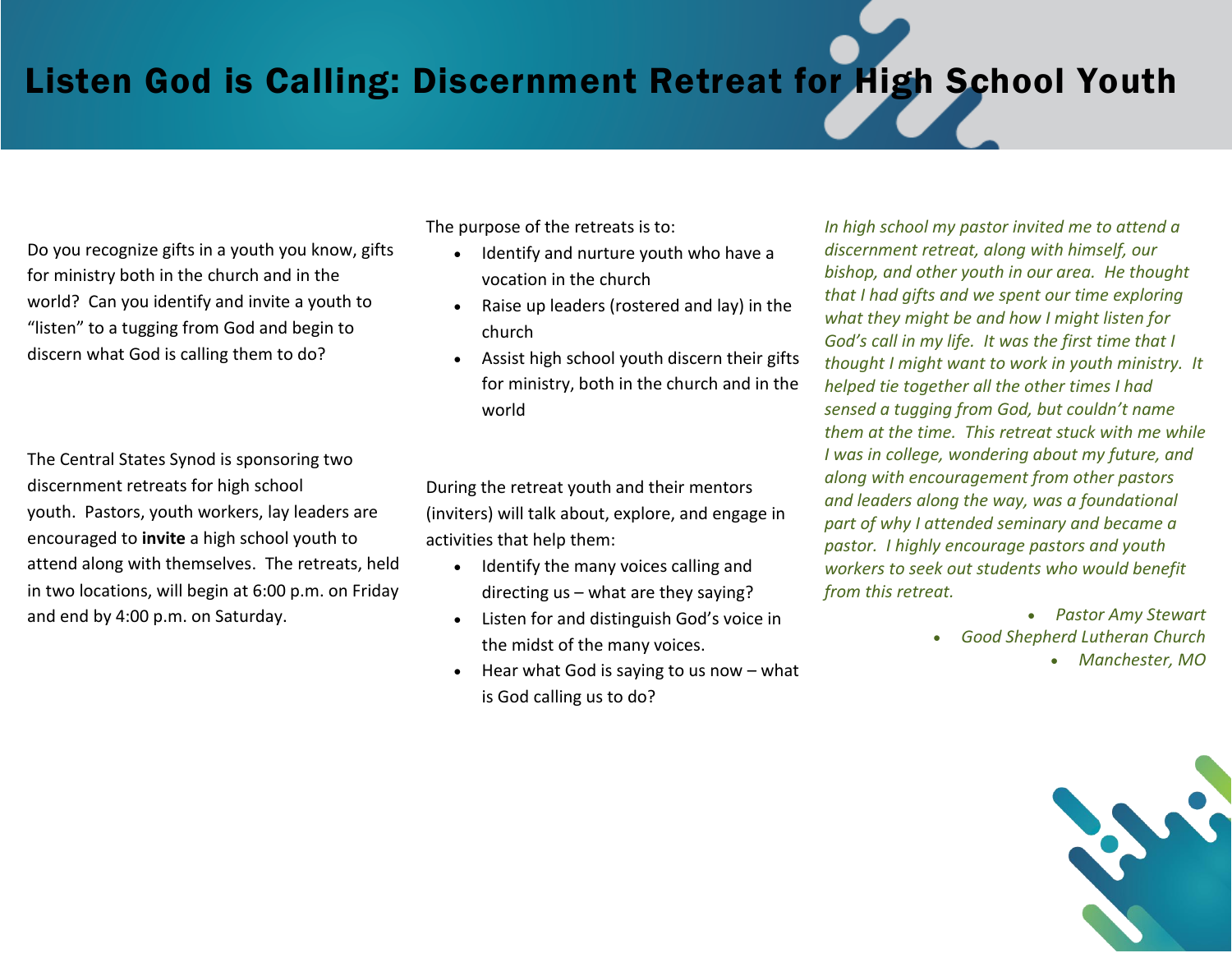# Listen God is Calling: Discernment Retreat for High School Youth

Do you recognize gifts in a youth you know, gifts for ministry both in the church and in the world? Can you identify and invite a youth to "listen" to a tugging from God and begin to discern what God is calling them to do?

The Central States Synod is sponsoring two discernment retreats for high school youth. Pastors, youth workers, lay leaders are encouraged to **invite** a high school youth to attend along with themselves. The retreats, held in two locations, will begin at 6:00 p.m. on Friday and end by 4:00 p.m. on Saturday.

The purpose of the retreats is to:

- Identify and nurture youth who have a vocation in the church
- Raise up leaders (rostered and lay) in the church
- Assist high school youth discern their gifts for ministry, both in the church and in the world

During the retreat youth and their mentors (inviters) will talk about, explore, and engage in activities that help them:

- Identify the many voices calling and directing us – what are they saying?
- Listen for and distinguish God's voice in the midst of the many voices.
- Hear what God is saying to us now – what is God calling us to do?

*In high school my pastor invited me to attend a discernment retreat, along with himself, our bishop, and other youth in our area. He thought that I had gifts and we spent our time exploring what they might be and how I might listen for God's call in my life. It was the first time that I thought I might want to work in youth ministry. It helped tie together all the other times I had sensed a tugging from God, but couldn't name them at the time. This retreat stuck with me while I was in college, wondering about my future, and along with encouragement from other pastors and leaders along the way, was a foundational part of why I attended seminary and became a pastor. I highly encourage pastors and youth workers to seek out students who would benefit from this retreat.*

- *Pastor Amy Stewart*
- *Good Shepherd Lutheran Church*
- *Manchester, MO*